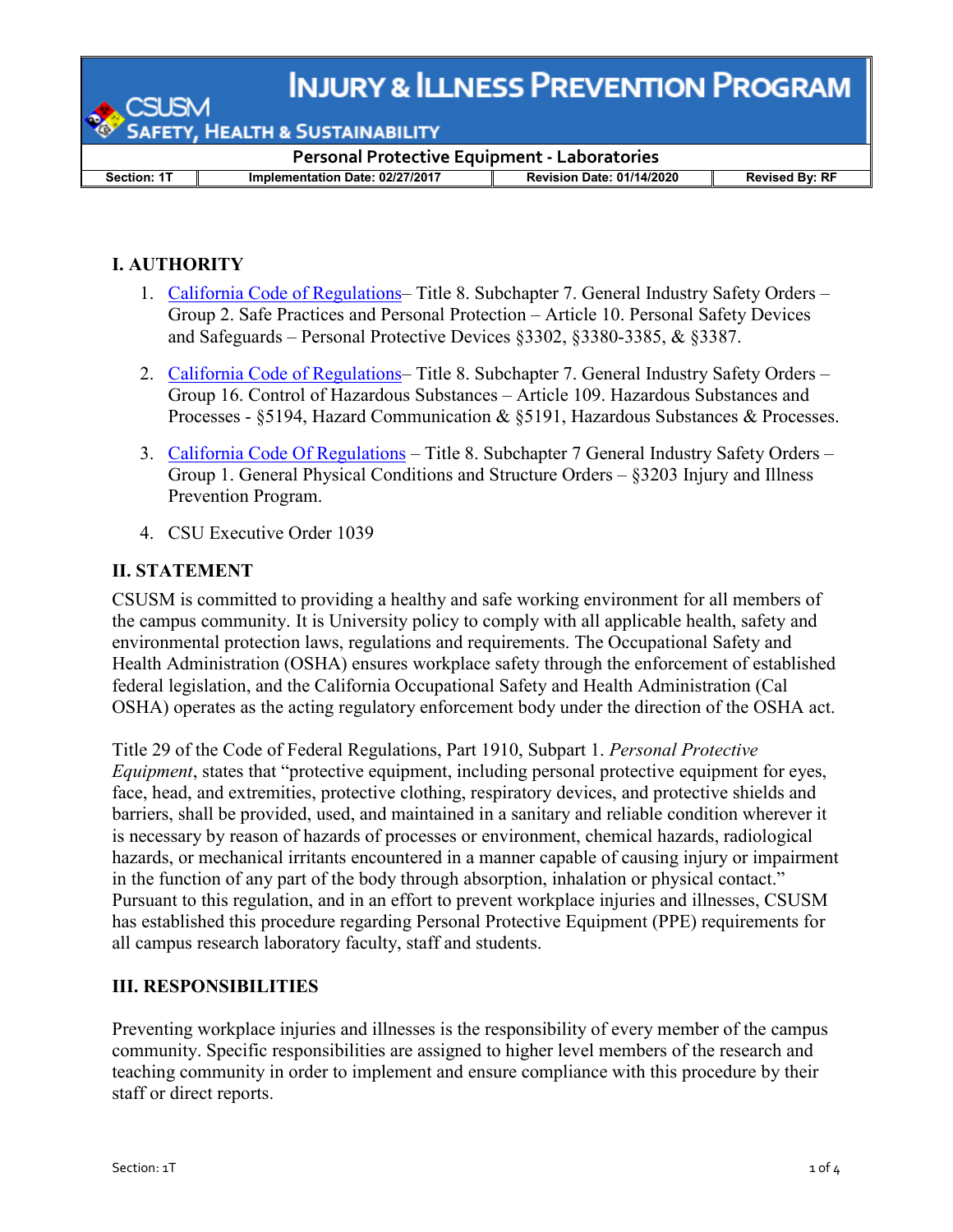# INJURY & ILLNESS PREVENTION PROGRAM

CSUSM SAFETY, HEALTH & SUSTAINABILITY

## Personal Protective Equipment - Laboratories

| Section: 1T | Implementation Date: 02/27/2017 | Revision Date: 01/14/2020 | Revised By: RF |
|---|---|---|---|

## I. AUTHORITY

1. California Code of Regulations– Title 8. Subchapter 7. General Industry Safety Orders – Group 2. Safe Practices and Personal Protection – Article 10. Personal Safety Devices and Safeguards – Personal Protective Devices §3302, §3380-3385, & §3387.
2. California Code of Regulations– Title 8. Subchapter 7. General Industry Safety Orders – Group 16. Control of Hazardous Substances – Article 109. Hazardous Substances and Processes - §5194, Hazard Communication & §5191, Hazardous Substances & Processes.
3. California Code Of Regulations – Title 8. Subchapter 7 General Industry Safety Orders – Group 1. General Physical Conditions and Structure Orders – §3203 Injury and Illness Prevention Program.
4. CSU Executive Order 1039

## II. STATEMENT

CSUSM is committed to providing a healthy and safe working environment for all members of the campus community. It is University policy to comply with all applicable health, safety and environmental protection laws, regulations and requirements. The Occupational Safety and Health Administration (OSHA) ensures workplace safety through the enforcement of established federal legislation, and the California Occupational Safety and Health Administration (Cal OSHA) operates as the acting regulatory enforcement body under the direction of the OSHA act.

Title 29 of the Code of Federal Regulations, Part 1910, Subpart 1. *Personal Protective Equipment*, states that "protective equipment, including personal protective equipment for eyes, face, head, and extremities, protective clothing, respiratory devices, and protective shields and barriers, shall be provided, used, and maintained in a sanitary and reliable condition wherever it is necessary by reason of hazards of processes or environment, chemical hazards, radiological hazards, or mechanical irritants encountered in a manner capable of causing injury or impairment in the function of any part of the body through absorption, inhalation or physical contact." Pursuant to this regulation, and in an effort to prevent workplace injuries and illnesses, CSUSM has established this procedure regarding Personal Protective Equipment (PPE) requirements for all campus research laboratory faculty, staff and students.

## III. RESPONSIBILITIES

Preventing workplace injuries and illnesses is the responsibility of every member of the campus community. Specific responsibilities are assigned to higher level members of the research and teaching community in order to implement and ensure compliance with this procedure by their staff or direct reports.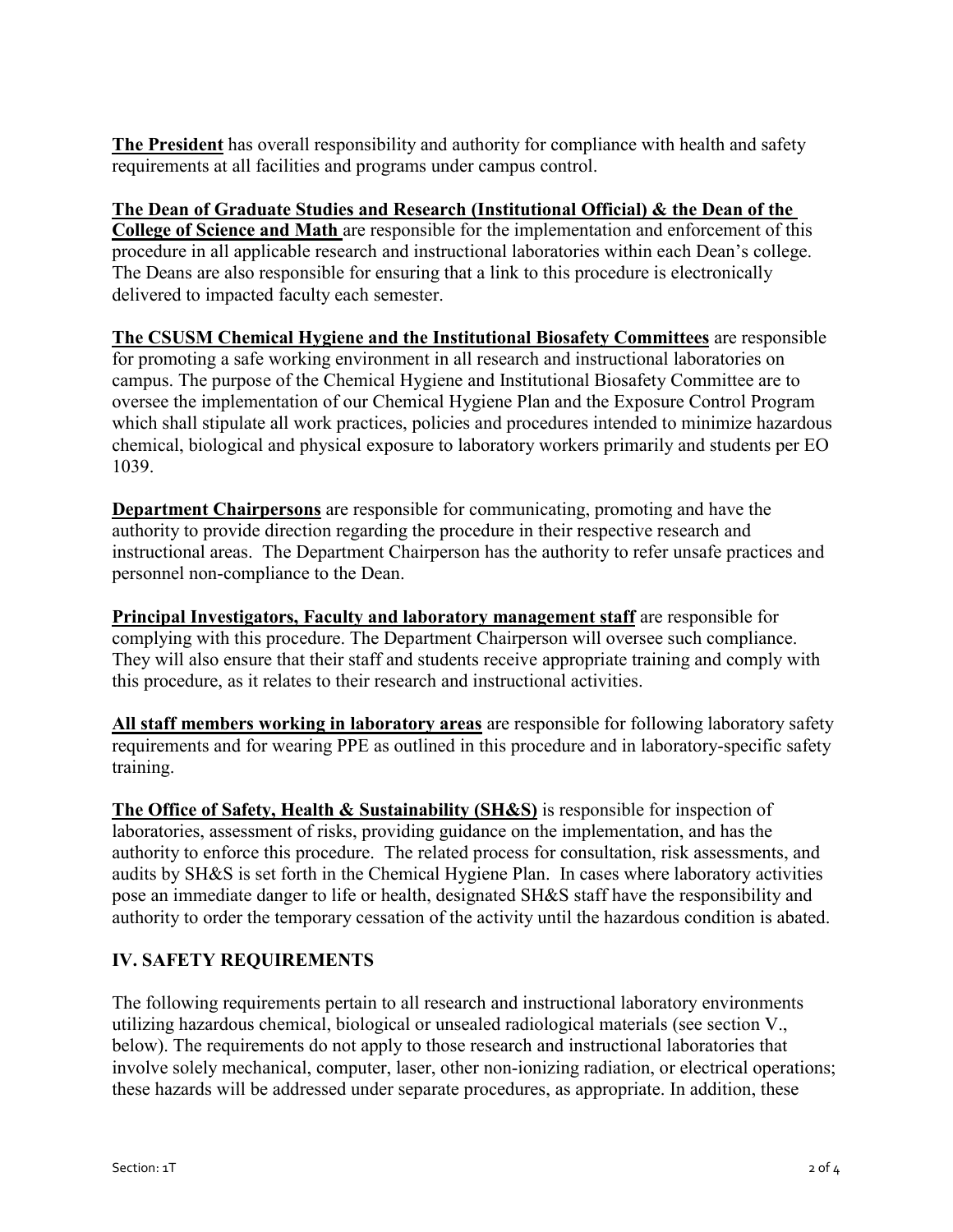**The President** has overall responsibility and authority for compliance with health and safety requirements at all facilities and programs under campus control.

**The Dean of Graduate Studies and Research (Institutional Official) & the Dean of the College of Science and Math** are responsible for the implementation and enforcement of this procedure in all applicable research and instructional laboratories within each Dean's college. The Deans are also responsible for ensuring that a link to this procedure is electronically delivered to impacted faculty each semester.

**The CSUSM Chemical Hygiene and the Institutional Biosafety Committees** are responsible for promoting a safe working environment in all research and instructional laboratories on campus. The purpose of the Chemical Hygiene and Institutional Biosafety Committee are to oversee the implementation of our Chemical Hygiene Plan and the Exposure Control Program which shall stipulate all work practices, policies and procedures intended to minimize hazardous chemical, biological and physical exposure to laboratory workers primarily and students per EO 1039.

**Department Chairpersons** are responsible for communicating, promoting and have the authority to provide direction regarding the procedure in their respective research and instructional areas. The Department Chairperson has the authority to refer unsafe practices and personnel non-compliance to the Dean.

**Principal Investigators, Faculty and laboratory management staff** are responsible for complying with this procedure. The Department Chairperson will oversee such compliance. They will also ensure that their staff and students receive appropriate training and comply with this procedure, as it relates to their research and instructional activities.

**All staff members working in laboratory areas** are responsible for following laboratory safety requirements and for wearing PPE as outlined in this procedure and in laboratory-specific safety training.

**The Office of Safety, Health & Sustainability (SH&S)** is responsible for inspection of laboratories, assessment of risks, providing guidance on the implementation, and has the authority to enforce this procedure. The related process for consultation, risk assessments, and audits by SH&S is set forth in the Chemical Hygiene Plan. In cases where laboratory activities pose an immediate danger to life or health, designated SH&S staff have the responsibility and authority to order the temporary cessation of the activity until the hazardous condition is abated.

## IV. SAFETY REQUIREMENTS

The following requirements pertain to all research and instructional laboratory environments utilizing hazardous chemical, biological or unsealed radiological materials (see section V., below). The requirements do not apply to those research and instructional laboratories that involve solely mechanical, computer, laser, other non-ionizing radiation, or electrical operations; these hazards will be addressed under separate procedures, as appropriate. In addition, these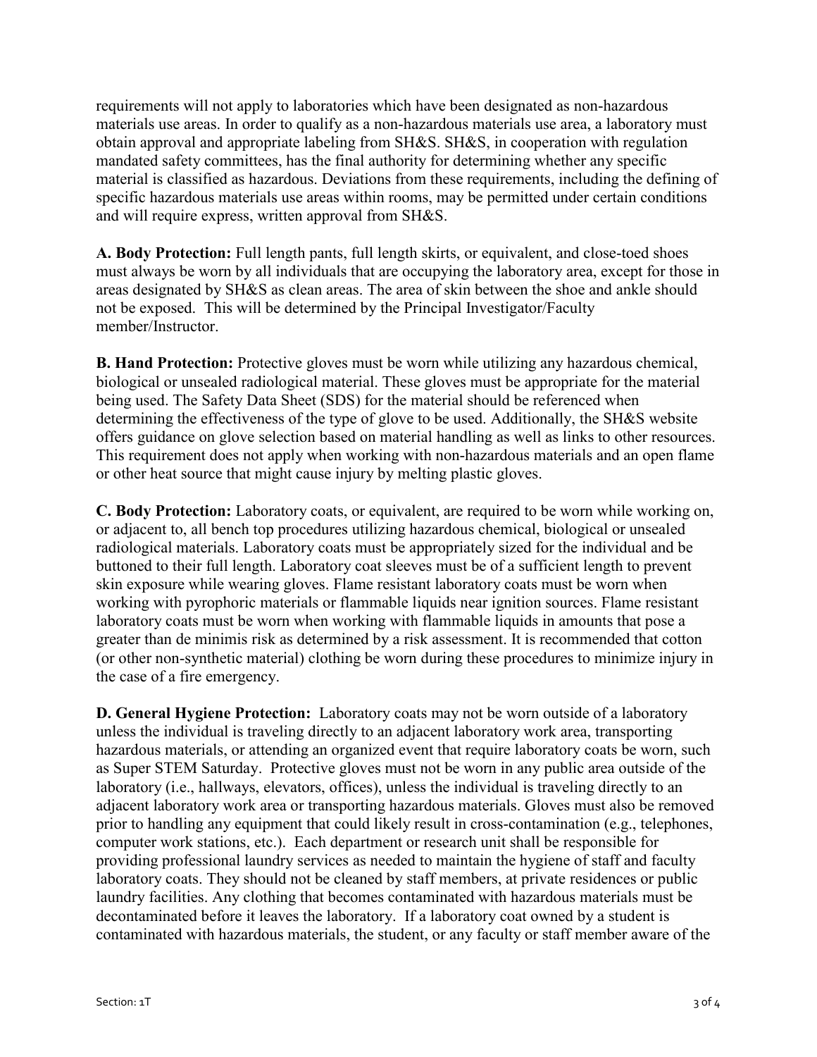requirements will not apply to laboratories which have been designated as non-hazardous materials use areas. In order to qualify as a non-hazardous materials use area, a laboratory must obtain approval and appropriate labeling from SH&S. SH&S, in cooperation with regulation mandated safety committees, has the final authority for determining whether any specific material is classified as hazardous. Deviations from these requirements, including the defining of specific hazardous materials use areas within rooms, may be permitted under certain conditions and will require express, written approval from SH&S.

**A. Body Protection:** Full length pants, full length skirts, or equivalent, and close-toed shoes must always be worn by all individuals that are occupying the laboratory area, except for those in areas designated by SH&S as clean areas. The area of skin between the shoe and ankle should not be exposed. This will be determined by the Principal Investigator/Faculty member/Instructor.

**B. Hand Protection:** Protective gloves must be worn while utilizing any hazardous chemical, biological or unsealed radiological material. These gloves must be appropriate for the material being used. The Safety Data Sheet (SDS) for the material should be referenced when determining the effectiveness of the type of glove to be used. Additionally, the SH&S website offers guidance on glove selection based on material handling as well as links to other resources. This requirement does not apply when working with non-hazardous materials and an open flame or other heat source that might cause injury by melting plastic gloves.

**C. Body Protection:** Laboratory coats, or equivalent, are required to be worn while working on, or adjacent to, all bench top procedures utilizing hazardous chemical, biological or unsealed radiological materials. Laboratory coats must be appropriately sized for the individual and be buttoned to their full length. Laboratory coat sleeves must be of a sufficient length to prevent skin exposure while wearing gloves. Flame resistant laboratory coats must be worn when working with pyrophoric materials or flammable liquids near ignition sources. Flame resistant laboratory coats must be worn when working with flammable liquids in amounts that pose a greater than de minimis risk as determined by a risk assessment. It is recommended that cotton (or other non-synthetic material) clothing be worn during these procedures to minimize injury in the case of a fire emergency.

**D. General Hygiene Protection:** Laboratory coats may not be worn outside of a laboratory unless the individual is traveling directly to an adjacent laboratory work area, transporting hazardous materials, or attending an organized event that require laboratory coats be worn, such as Super STEM Saturday. Protective gloves must not be worn in any public area outside of the laboratory (i.e., hallways, elevators, offices), unless the individual is traveling directly to an adjacent laboratory work area or transporting hazardous materials. Gloves must also be removed prior to handling any equipment that could likely result in cross-contamination (e.g., telephones, computer work stations, etc.). Each department or research unit shall be responsible for providing professional laundry services as needed to maintain the hygiene of staff and faculty laboratory coats. They should not be cleaned by staff members, at private residences or public laundry facilities. Any clothing that becomes contaminated with hazardous materials must be decontaminated before it leaves the laboratory. If a laboratory coat owned by a student is contaminated with hazardous materials, the student, or any faculty or staff member aware of the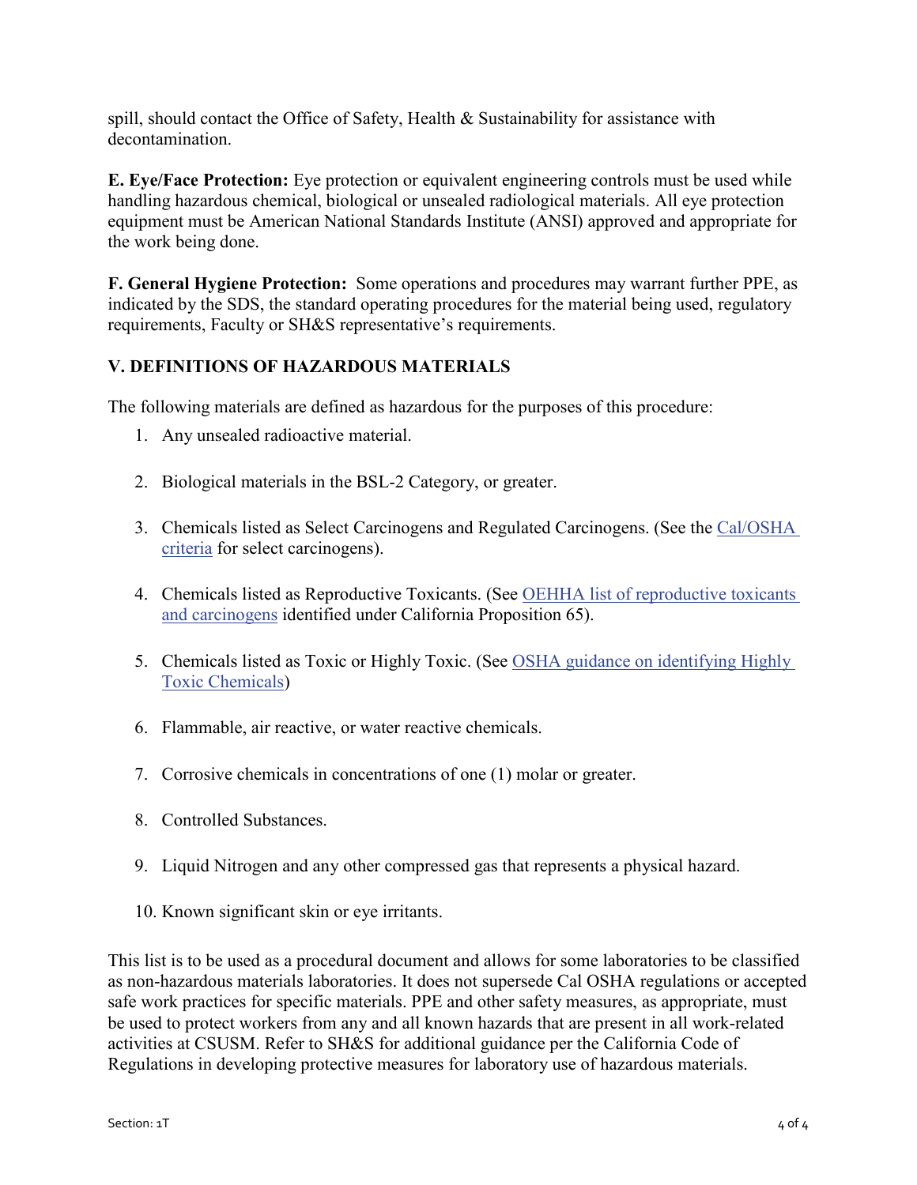spill, should contact the Office of Safety, Health & Sustainability for assistance with decontamination.

**E. Eye/Face Protection:** Eye protection or equivalent engineering controls must be used while handling hazardous chemical, biological or unsealed radiological materials. All eye protection equipment must be American National Standards Institute (ANSI) approved and appropriate for the work being done.

**F. General Hygiene Protection:** Some operations and procedures may warrant further PPE, as indicated by the SDS, the standard operating procedures for the material being used, regulatory requirements, Faculty or SH&S representative's requirements.

## V. DEFINITIONS OF HAZARDOUS MATERIALS

The following materials are defined as hazardous for the purposes of this procedure:

1. Any unsealed radioactive material.
2. Biological materials in the BSL-2 Category, or greater.
3. Chemicals listed as Select Carcinogens and Regulated Carcinogens. (See the Cal/OSHA criteria for select carcinogens).
4. Chemicals listed as Reproductive Toxicants. (See OEHHA list of reproductive toxicants and carcinogens identified under California Proposition 65).
5. Chemicals listed as Toxic or Highly Toxic. (See OSHA guidance on identifying Highly Toxic Chemicals)
6. Flammable, air reactive, or water reactive chemicals.
7. Corrosive chemicals in concentrations of one (1) molar or greater.
8. Controlled Substances.
9. Liquid Nitrogen and any other compressed gas that represents a physical hazard.
10. Known significant skin or eye irritants.

This list is to be used as a procedural document and allows for some laboratories to be classified as non-hazardous materials laboratories. It does not supersede Cal OSHA regulations or accepted safe work practices for specific materials. PPE and other safety measures, as appropriate, must be used to protect workers from any and all known hazards that are present in all work-related activities at CSUSM. Refer to SH&S for additional guidance per the California Code of Regulations in developing protective measures for laboratory use of hazardous materials.